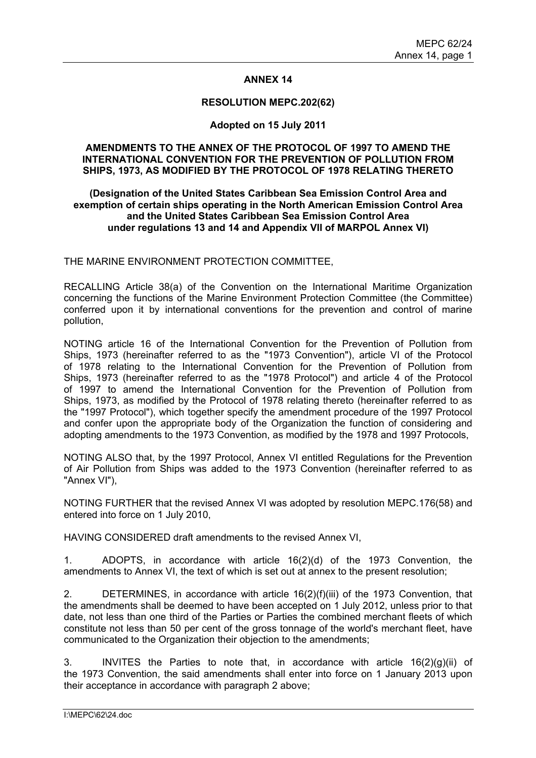# ANNEX 14

## RESOLUTION MEPC.202(62)

**Adopted on 15 July 2011**

**AMENDMENTS TO THE ANNEX OF THE PROTOCOL OF 1997 TO AMEND THE INTERNATIONAL CONVENTION FOR THE PREVENTION OF POLLUTION FROM SHIPS, 1973, AS MODIFIED BY THE PROTOCOL OF 1978 RELATING THERETO**

**(Designation of the United States Caribbean Sea Emission Control Area and exemption of certain ships operating in the North American Emission Control Area and the United States Caribbean Sea Emission Control Area under regulations 13 and 14 and Appendix VII of MARPOL Annex VI)**

THE MARINE ENVIRONMENT PROTECTION COMMITTEE,

RECALLING Article 38(a) of the Convention on the International Maritime Organization concerning the functions of the Marine Environment Protection Committee (the Committee) conferred upon it by international conventions for the prevention and control of marine pollution,

NOTING article 16 of the International Convention for the Prevention of Pollution from Ships, 1973 (hereinafter referred to as the "1973 Convention"), article VI of the Protocol of 1978 relating to the International Convention for the Prevention of Pollution from Ships, 1973 (hereinafter referred to as the "1978 Protocol") and article 4 of the Protocol of 1997 to amend the International Convention for the Prevention of Pollution from Ships, 1973, as modified by the Protocol of 1978 relating thereto (hereinafter referred to as the "1997 Protocol"), which together specify the amendment procedure of the 1997 Protocol and confer upon the appropriate body of the Organization the function of considering and adopting amendments to the 1973 Convention, as modified by the 1978 and 1997 Protocols,

NOTING ALSO that, by the 1997 Protocol, Annex VI entitled Regulations for the Prevention of Air Pollution from Ships was added to the 1973 Convention (hereinafter referred to as "Annex VI"),

NOTING FURTHER that the revised Annex VI was adopted by resolution MEPC.176(58) and entered into force on 1 July 2010,

HAVING CONSIDERED draft amendments to the revised Annex VI,

1. ADOPTS, in accordance with article 16(2)(d) of the 1973 Convention, the amendments to Annex VI, the text of which is set out at annex to the present resolution;

2. DETERMINES, in accordance with article 16(2)(f)(iii) of the 1973 Convention, that the amendments shall be deemed to have been accepted on 1 July 2012, unless prior to that date, not less than one third of the Parties or Parties the combined merchant fleets of which constitute not less than 50 per cent of the gross tonnage of the world's merchant fleet, have communicated to the Organization their objection to the amendments;

3. INVITES the Parties to note that, in accordance with article 16(2)(g)(ii) of the 1973 Convention, the said amendments shall enter into force on 1 January 2013 upon their acceptance in accordance with paragraph 2 above;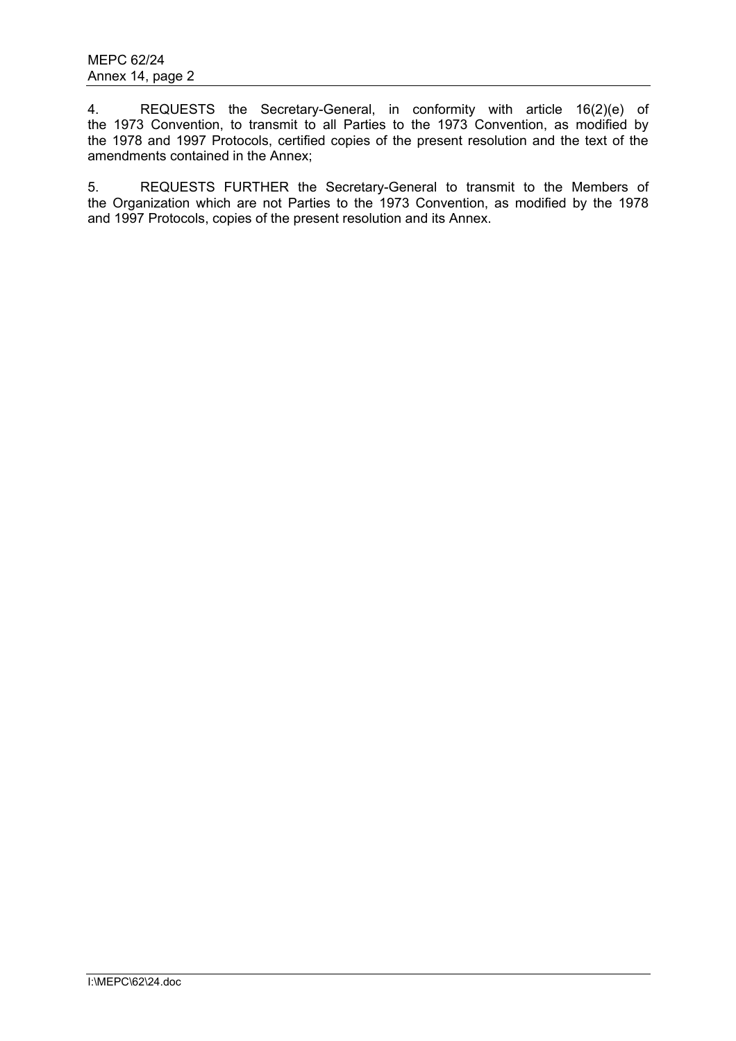4. REQUESTS the Secretary-General, in conformity with article 16(2)(e) of the 1973 Convention, to transmit to all Parties to the 1973 Convention, as modified by the 1978 and 1997 Protocols, certified copies of the present resolution and the text of the amendments contained in the Annex;

5. REQUESTS FURTHER the Secretary-General to transmit to the Members of the Organization which are not Parties to the 1973 Convention, as modified by the 1978 and 1997 Protocols, copies of the present resolution and its Annex.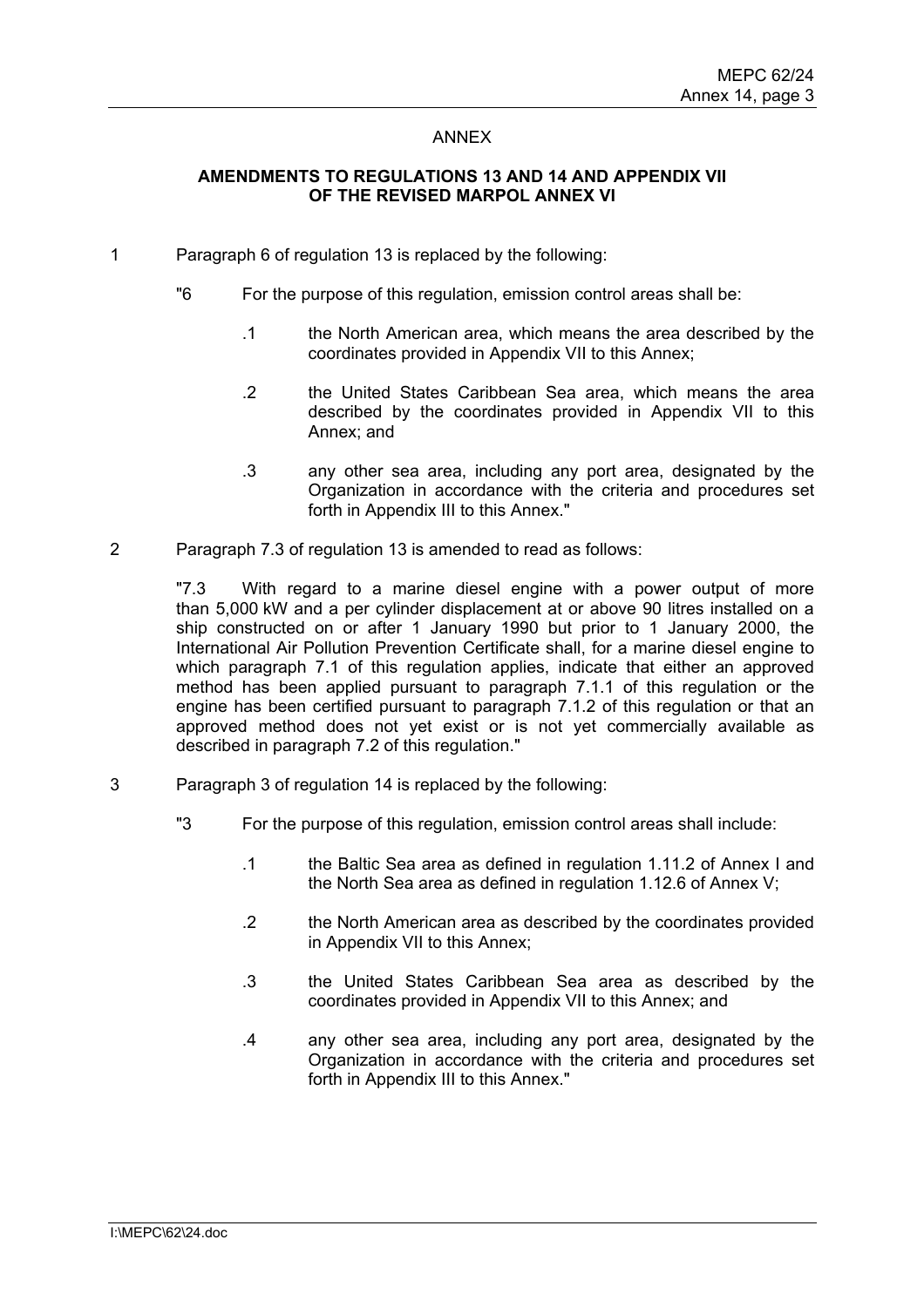ANNEX

**AMENDMENTS TO REGULATIONS 13 AND 14 AND APPENDIX VII OF THE REVISED MARPOL ANNEX VI**

1 Paragraph 6 of regulation 13 is replaced by the following:

> "6 For the purpose of this regulation, emission control areas shall be:
>
> .1 the North American area, which means the area described by the coordinates provided in Appendix VII to this Annex;
>
> .2 the United States Caribbean Sea area, which means the area described by the coordinates provided in Appendix VII to this Annex; and
>
> .3 any other sea area, including any port area, designated by the Organization in accordance with the criteria and procedures set forth in Appendix III to this Annex."

2 Paragraph 7.3 of regulation 13 is amended to read as follows:

> "7.3 With regard to a marine diesel engine with a power output of more than 5,000 kW and a per cylinder displacement at or above 90 litres installed on a ship constructed on or after 1 January 1990 but prior to 1 January 2000, the International Air Pollution Prevention Certificate shall, for a marine diesel engine to which paragraph 7.1 of this regulation applies, indicate that either an approved method has been applied pursuant to paragraph 7.1.1 of this regulation or the engine has been certified pursuant to paragraph 7.1.2 of this regulation or that an approved method does not yet exist or is not yet commercially available as described in paragraph 7.2 of this regulation."

3 Paragraph 3 of regulation 14 is replaced by the following:

> "3 For the purpose of this regulation, emission control areas shall include:
>
> .1 the Baltic Sea area as defined in regulation 1.11.2 of Annex I and the North Sea area as defined in regulation 1.12.6 of Annex V;
>
> .2 the North American area as described by the coordinates provided in Appendix VII to this Annex;
>
> .3 the United States Caribbean Sea area as described by the coordinates provided in Appendix VII to this Annex; and
>
> .4 any other sea area, including any port area, designated by the Organization in accordance with the criteria and procedures set forth in Appendix III to this Annex."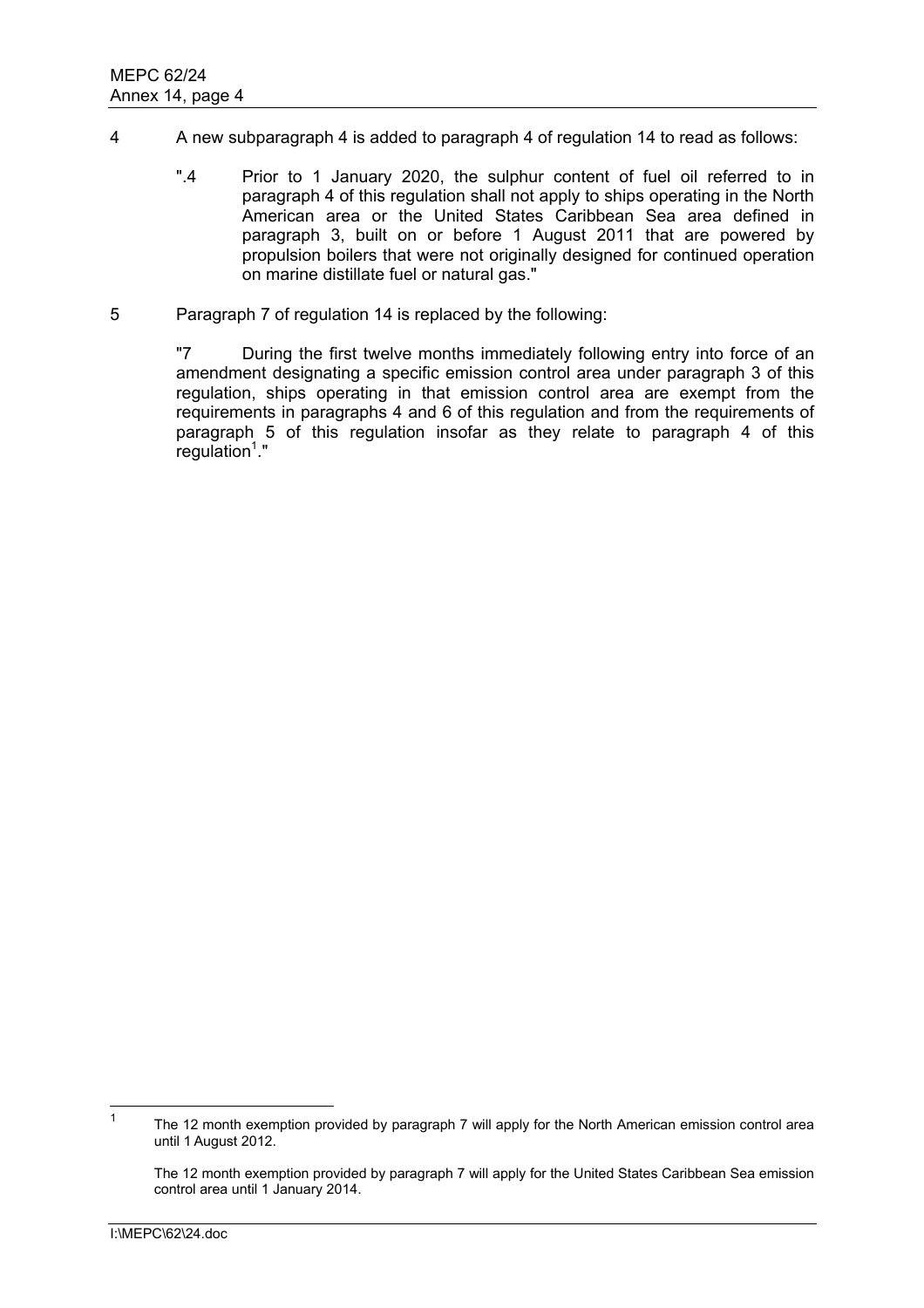4 A new subparagraph 4 is added to paragraph 4 of regulation 14 to read as follows:

> ".4 Prior to 1 January 2020, the sulphur content of fuel oil referred to in paragraph 4 of this regulation shall not apply to ships operating in the North American area or the United States Caribbean Sea area defined in paragraph 3, built on or before 1 August 2011 that are powered by propulsion boilers that were not originally designed for continued operation on marine distillate fuel or natural gas."

5 Paragraph 7 of regulation 14 is replaced by the following:

> "7 During the first twelve months immediately following entry into force of an amendment designating a specific emission control area under paragraph 3 of this regulation, ships operating in that emission control area are exempt from the requirements in paragraphs 4 and 6 of this regulation and from the requirements of paragraph 5 of this regulation insofar as they relate to paragraph 4 of this regulation[1]."

---

[1] The 12 month exemption provided by paragraph 7 will apply for the North American emission control area until 1 August 2012.

The 12 month exemption provided by paragraph 7 will apply for the United States Caribbean Sea emission control area until 1 January 2014.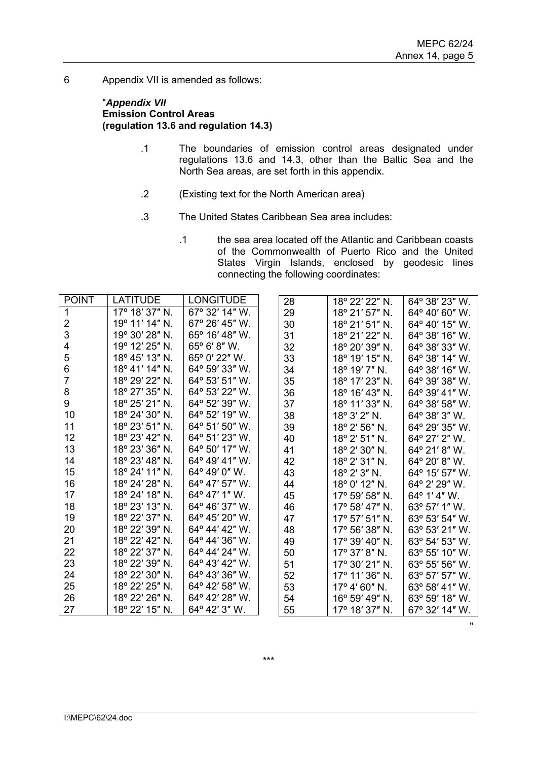6 Appendix VII is amended as follows:

"*Appendix VII*
**Emission Control Areas**
**(regulation 13.6 and regulation 14.3)**

.1 The boundaries of emission control areas designated under regulations 13.6 and 14.3, other than the Baltic Sea and the North Sea areas, are set forth in this appendix.

.2 (Existing text for the North American area)

.3 The United States Caribbean Sea area includes:

.1 the sea area located off the Atlantic and Caribbean coasts of the Commonwealth of Puerto Rico and the United States Virgin Islands, enclosed by geodesic lines connecting the following coordinates:

| POINT | LATITUDE | LONGITUDE |
|---|---|---|
| 1 | 17º 18′ 37″ N. | 67º 32′ 14″ W. |
| 2 | 19º 11′ 14″ N. | 67º 26′ 45″ W. |
| 3 | 19º 30′ 28″ N. | 65º 16′ 48″ W. |
| 4 | 19º 12′ 25″ N. | 65º 6′ 8″ W. |
| 5 | 18º 45′ 13″ N. | 65º 0′ 22″ W. |
| 6 | 18º 41′ 14″ N. | 64º 59′ 33″ W. |
| 7 | 18º 29′ 22″ N. | 64º 53′ 51″ W. |
| 8 | 18º 27′ 35″ N. | 64º 53′ 22″ W. |
| 9 | 18º 25′ 21″ N. | 64º 52′ 39″ W. |
| 10 | 18º 24′ 30″ N. | 64º 52′ 19″ W. |
| 11 | 18º 23′ 51″ N. | 64º 51′ 50″ W. |
| 12 | 18º 23′ 42″ N. | 64º 51′ 23″ W. |
| 13 | 18º 23′ 36″ N. | 64º 50′ 17″ W. |
| 14 | 18º 23′ 48″ N. | 64º 49′ 41″ W. |
| 15 | 18º 24′ 11″ N. | 64º 49′ 0″ W. |
| 16 | 18º 24′ 28″ N. | 64º 47′ 57″ W. |
| 17 | 18º 24′ 18″ N. | 64º 47′ 1″ W. |
| 18 | 18º 23′ 13″ N. | 64º 46′ 37″ W. |
| 19 | 18º 22′ 37″ N. | 64º 45′ 20″ W. |
| 20 | 18º 22′ 39″ N. | 64º 44′ 42″ W. |
| 21 | 18º 22′ 42″ N. | 64º 44′ 36″ W. |
| 22 | 18º 22′ 37″ N. | 64º 44′ 24″ W. |
| 23 | 18º 22′ 39″ N. | 64º 43′ 42″ W. |
| 24 | 18º 22′ 30″ N. | 64º 43′ 36″ W. |
| 25 | 18º 22′ 25″ N. | 64º 42′ 58″ W. |
| 26 | 18º 22′ 26″ N. | 64º 42′ 28″ W. |
| 27 | 18º 22′ 15″ N. | 64º 42′ 3″ W. |
| 28 | 18º 22′ 22″ N. | 64º 38′ 23″ W. |
| 29 | 18º 21′ 57″ N. | 64º 40′ 60″ W. |
| 30 | 18º 21′ 51″ N. | 64º 40′ 15″ W. |
| 31 | 18º 21′ 22″ N. | 64º 38′ 16″ W. |
| 32 | 18º 20′ 39″ N. | 64º 38′ 33″ W. |
| 33 | 18º 19′ 15″ N. | 64º 38′ 14″ W. |
| 34 | 18º 19′ 7″ N. | 64º 38′ 16″ W. |
| 35 | 18º 17′ 23″ N. | 64º 39′ 38″ W. |
| 36 | 18º 16′ 43″ N. | 64º 39′ 41″ W. |
| 37 | 18º 11′ 33″ N. | 64º 38′ 58″ W. |
| 38 | 18º 3′ 2″ N. | 64º 38′ 3″ W. |
| 39 | 18º 2′ 56″ N. | 64º 29′ 35″ W. |
| 40 | 18º 2′ 51″ N. | 64º 27′ 2″ W. |
| 41 | 18º 2′ 30″ N. | 64º 21′ 8″ W. |
| 42 | 18º 2′ 31″ N. | 64º 20′ 8″ W. |
| 43 | 18º 2′ 3″ N. | 64º 15′ 57″ W. |
| 44 | 18º 0′ 12″ N. | 64º 2′ 29″ W. |
| 45 | 17º 59′ 58″ N. | 64º 1′ 4″ W. |
| 46 | 17º 58′ 47″ N. | 63º 57′ 1″ W. |
| 47 | 17º 57′ 51″ N. | 63º 53′ 54″ W. |
| 48 | 17º 56′ 38″ N. | 63º 53′ 21″ W. |
| 49 | 17º 39′ 40″ N. | 63º 54′ 53″ W. |
| 50 | 17º 37′ 8″ N. | 63º 55′ 10″ W. |
| 51 | 17º 30′ 21″ N. | 63º 55′ 56″ W. |
| 52 | 17º 11′ 36″ N. | 63º 57′ 57″ W. |
| 53 | 17º 4′ 60″ N. | 63º 58′ 41″ W. |
| 54 | 16º 59′ 49″ N. | 63º 59′ 18″ W. |
| 55 | 17º 18′ 37″ N. | 67º 32′ 14″ W. |

"

***